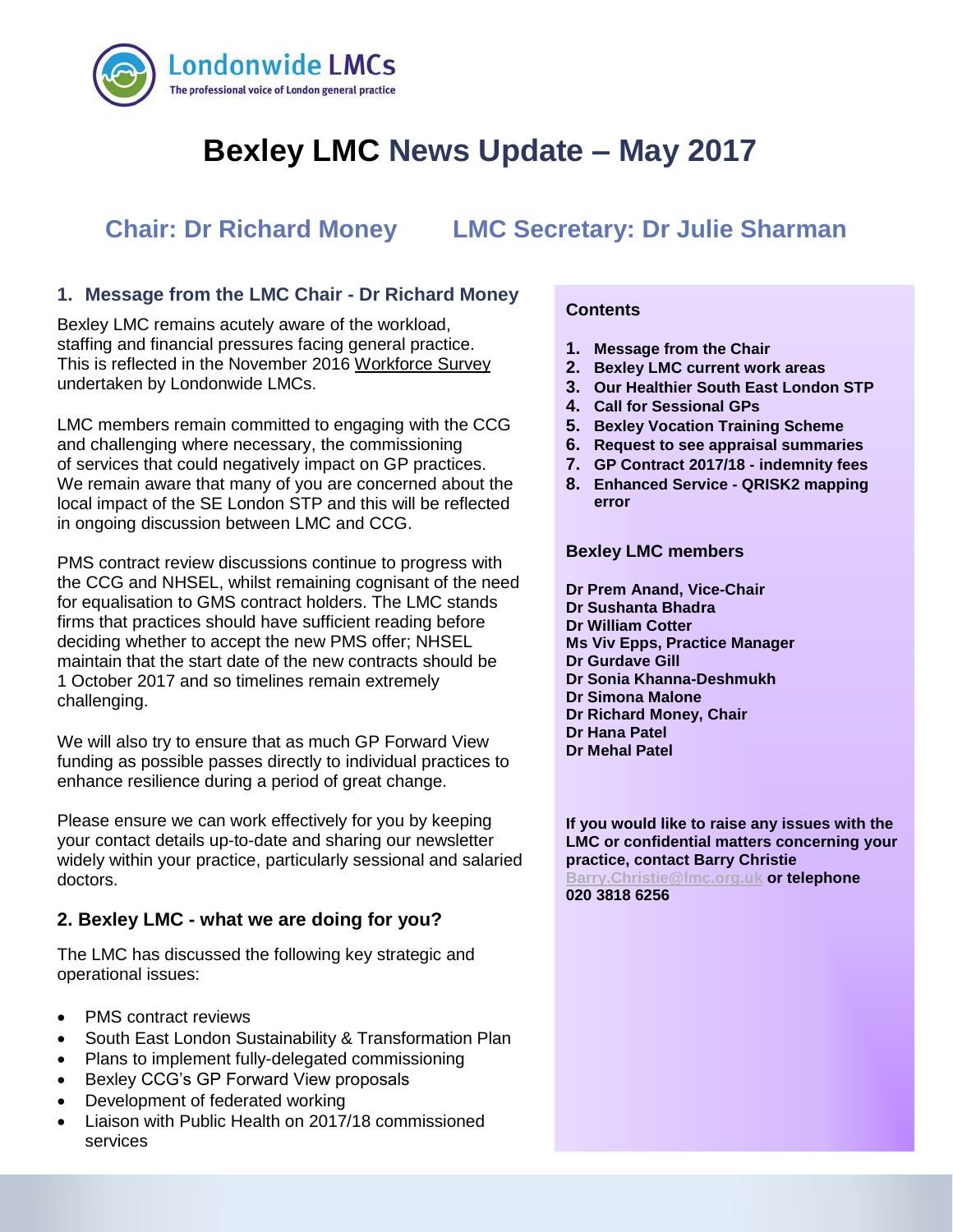Londonwide LMCs
The professional voice of London general practice

# Bexley LMC News Update – May 2017

## Chair: Dr Richard Money LMC Secretary: Dr Julie Sharman

## 1. Message from the LMC Chair - Dr Richard Money

Bexley LMC remains acutely aware of the workload, staffing and financial pressures facing general practice. This is reflected in the November 2016 Workforce Survey undertaken by Londonwide LMCs.

LMC members remain committed to engaging with the CCG and challenging where necessary, the commissioning of services that could negatively impact on GP practices. We remain aware that many of you are concerned about the local impact of the SE London STP and this will be reflected in ongoing discussion between LMC and CCG.

PMS contract review discussions continue to progress with the CCG and NHSEL, whilst remaining cognisant of the need for equalisation to GMS contract holders. The LMC stands firms that practices should have sufficient reading before deciding whether to accept the new PMS offer; NHSEL maintain that the start date of the new contracts should be 1 October 2017 and so timelines remain extremely challenging.

We will also try to ensure that as much GP Forward View funding as possible passes directly to individual practices to enhance resilience during a period of great change.

Please ensure we can work effectively for you by keeping your contact details up-to-date and sharing our newsletter widely within your practice, particularly sessional and salaried doctors.

## 2. Bexley LMC - what we are doing for you?

The LMC has discussed the following key strategic and operational issues:

- PMS contract reviews
- South East London Sustainability & Transformation Plan
- Plans to implement fully-delegated commissioning
- Bexley CCG's GP Forward View proposals
- Development of federated working
- Liaison with Public Health on 2017/18 commissioned services

### Contents

1. **Message from the Chair**
2. **Bexley LMC current work areas**
3. **Our Healthier South East London STP**
4. **Call for Sessional GPs**
5. **Bexley Vocation Training Scheme**
6. **Request to see appraisal summaries**
7. **GP Contract 2017/18 - indemnity fees**
8. **Enhanced Service - QRISK2 mapping error**

### Bexley LMC members

**Dr Prem Anand, Vice-Chair**
**Dr Sushanta Bhadra**
**Dr William Cotter**
**Ms Viv Epps, Practice Manager**
**Dr Gurdave Gill**
**Dr Sonia Khanna-Deshmukh**
**Dr Simona Malone**
**Dr Richard Money, Chair**
**Dr Hana Patel**
**Dr Mehal Patel**

**If you would like to raise any issues with the LMC or confidential matters concerning your practice, contact Barry Christie Barry.Christie@lmc.org.uk or telephone 020 3818 6256**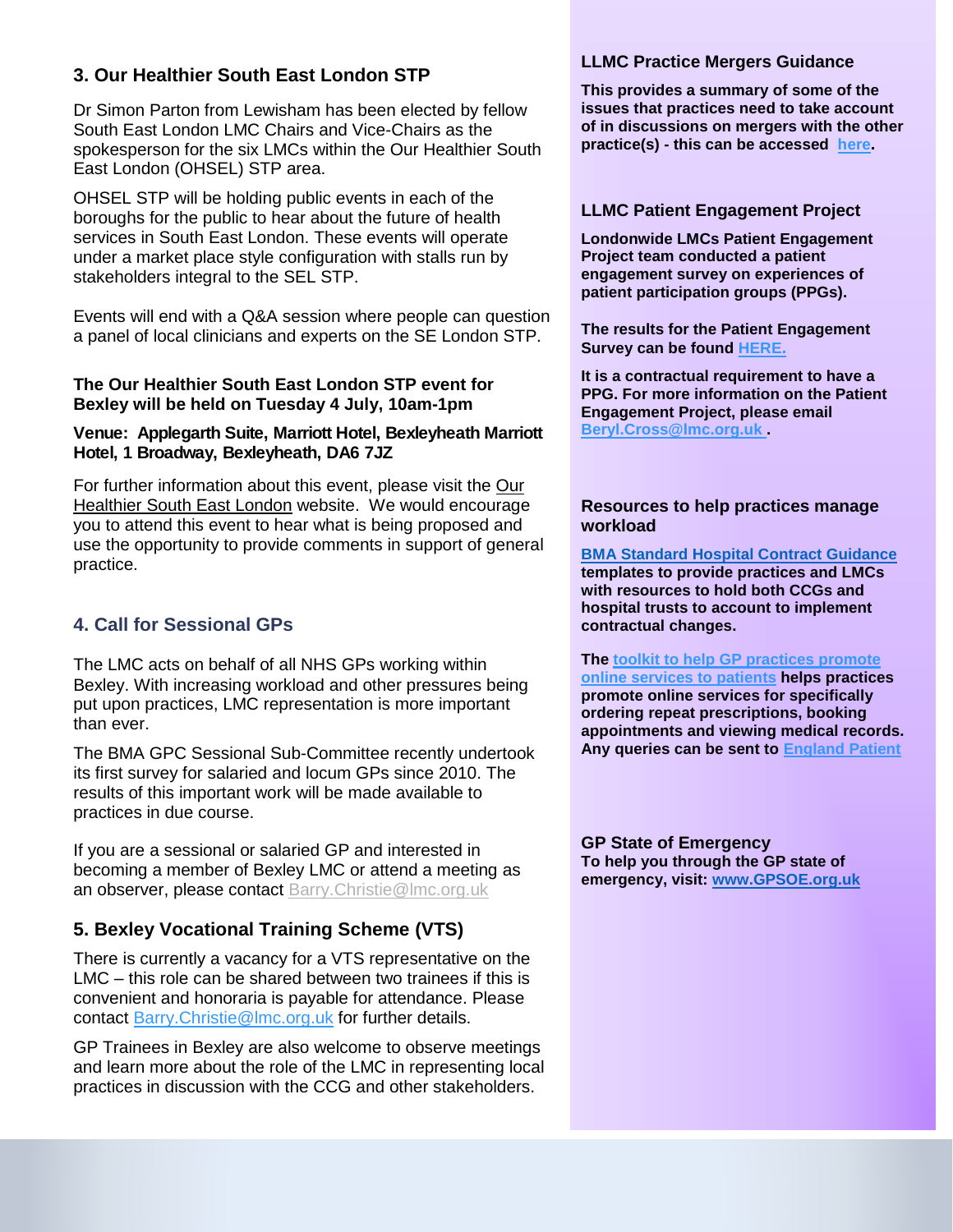## 3. Our Healthier South East London STP

Dr Simon Parton from Lewisham has been elected by fellow South East London LMC Chairs and Vice-Chairs as the spokesperson for the six LMCs within the Our Healthier South East London (OHSEL) STP area.

OHSEL STP will be holding public events in each of the boroughs for the public to hear about the future of health services in South East London. These events will operate under a market place style configuration with stalls run by stakeholders integral to the SEL STP.

Events will end with a Q&A session where people can question a panel of local clinicians and experts on the SE London STP.

**The Our Healthier South East London STP event for Bexley will be held on Tuesday 4 July, 10am-1pm**

**Venue: Applegarth Suite, Marriott Hotel, Bexleyheath Marriott Hotel, 1 Broadway, Bexleyheath, DA6 7JZ**

For further information about this event, please visit the Our Healthier South East London website. We would encourage you to attend this event to hear what is being proposed and use the opportunity to provide comments in support of general practice.

## 4. Call for Sessional GPs

The LMC acts on behalf of all NHS GPs working within Bexley. With increasing workload and other pressures being put upon practices, LMC representation is more important than ever.

The BMA GPC Sessional Sub-Committee recently undertook its first survey for salaried and locum GPs since 2010. The results of this important work will be made available to practices in due course.

If you are a sessional or salaried GP and interested in becoming a member of Bexley LMC or attend a meeting as an observer, please contact Barry.Christie@lmc.org.uk

## 5. Bexley Vocational Training Scheme (VTS)

There is currently a vacancy for a VTS representative on the LMC – this role can be shared between two trainees if this is convenient and honoraria is payable for attendance. Please contact Barry.Christie@lmc.org.uk for further details.

GP Trainees in Bexley are also welcome to observe meetings and learn more about the role of the LMC in representing local practices in discussion with the CCG and other stakeholders.

### LLMC Practice Mergers Guidance

**This provides a summary of some of the issues that practices need to take account of in discussions on mergers with the other practice(s) - this can be accessed here.**

### LLMC Patient Engagement Project

**Londonwide LMCs Patient Engagement Project team conducted a patient engagement survey on experiences of patient participation groups (PPGs).**

**The results for the Patient Engagement Survey can be found HERE.**

**It is a contractual requirement to have a PPG. For more information on the Patient Engagement Project, please email Beryl.Cross@lmc.org.uk .**

### Resources to help practices manage workload

**BMA Standard Hospital Contract Guidance templates to provide practices and LMCs with resources to hold both CCGs and hospital trusts to account to implement contractual changes.**

**The toolkit to help GP practices promote online services to patients helps practices promote online services for specifically ordering repeat prescriptions, booking appointments and viewing medical records. Any queries can be sent to England Patient**

### GP State of Emergency

**To help you through the GP state of emergency, visit: www.GPSOE.org.uk**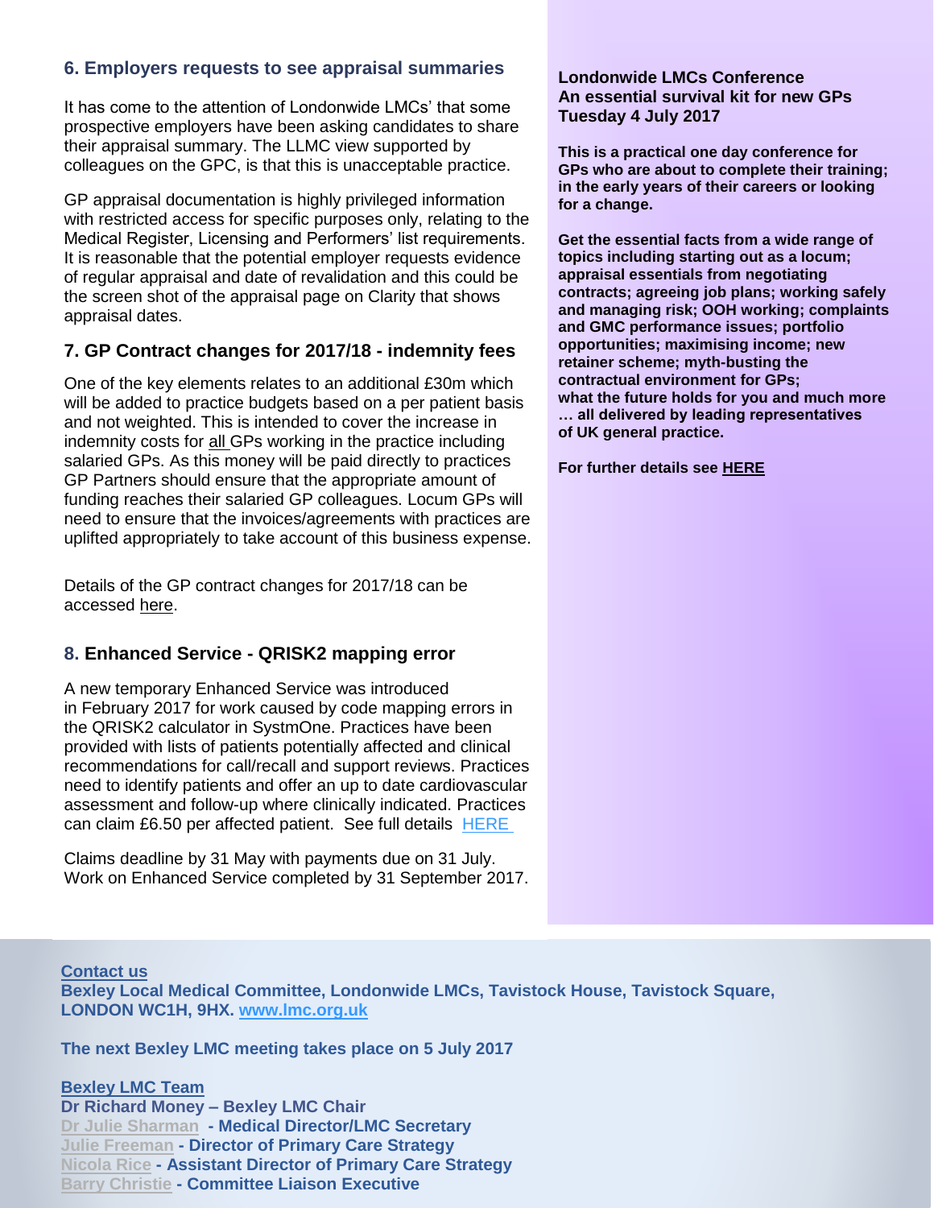## 6. Employers requests to see appraisal summaries

It has come to the attention of Londonwide LMCs' that some prospective employers have been asking candidates to share their appraisal summary. The LLMC view supported by colleagues on the GPC, is that this is unacceptable practice.

GP appraisal documentation is highly privileged information with restricted access for specific purposes only, relating to the Medical Register, Licensing and Performers' list requirements. It is reasonable that the potential employer requests evidence of regular appraisal and date of revalidation and this could be the screen shot of the appraisal page on Clarity that shows appraisal dates.

## 7. GP Contract changes for 2017/18 - indemnity fees

One of the key elements relates to an additional £30m which will be added to practice budgets based on a per patient basis and not weighted. This is intended to cover the increase in indemnity costs for all GPs working in the practice including salaried GPs. As this money will be paid directly to practices GP Partners should ensure that the appropriate amount of funding reaches their salaried GP colleagues. Locum GPs will need to ensure that the invoices/agreements with practices are uplifted appropriately to take account of this business expense.

Details of the GP contract changes for 2017/18 can be accessed here.

## 8. Enhanced Service - QRISK2 mapping error

A new temporary Enhanced Service was introduced in February 2017 for work caused by code mapping errors in the QRISK2 calculator in SystmOne. Practices have been provided with lists of patients potentially affected and clinical recommendations for call/recall and support reviews. Practices need to identify patients and offer an up to date cardiovascular assessment and follow-up where clinically indicated. Practices can claim £6.50 per affected patient. See full details HERE

Claims deadline by 31 May with payments due on 31 July. Work on Enhanced Service completed by 31 September 2017.

**Londonwide LMCs Conference**
**An essential survival kit for new GPs**
**Tuesday 4 July 2017**

**This is a practical one day conference for GPs who are about to complete their training; in the early years of their careers or looking for a change.**

**Get the essential facts from a wide range of topics including starting out as a locum; appraisal essentials from negotiating contracts; agreeing job plans; working safely and managing risk; OOH working; complaints and GMC performance issues; portfolio opportunities; maximising income; new retainer scheme; myth-busting the contractual environment for GPs; what the future holds for you and much more … all delivered by leading representatives of UK general practice.**

**For further details see HERE**

**Contact us**
**Bexley Local Medical Committee, Londonwide LMCs, Tavistock House, Tavistock Square, LONDON WC1H, 9HX. www.lmc.org.uk**

**The next Bexley LMC meeting takes place on 5 July 2017**

**Bexley LMC Team**
**Dr Richard Money – Bexley LMC Chair**
**Dr Julie Sharman - Medical Director/LMC Secretary**
**Julie Freeman - Director of Primary Care Strategy**
**Nicola Rice - Assistant Director of Primary Care Strategy**
**Barry Christie - Committee Liaison Executive**